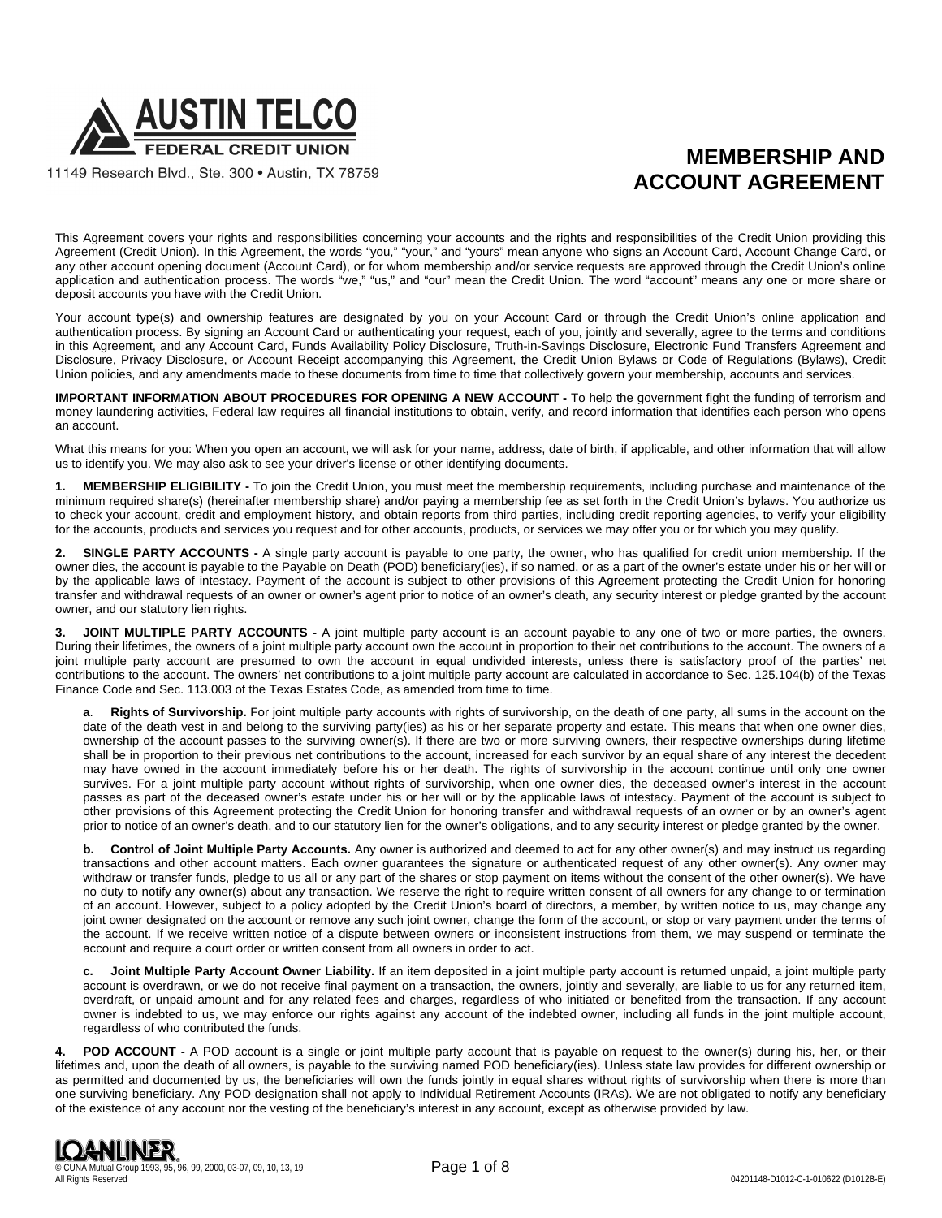**AUSTIN TELCO**
**FEDERAL CREDIT UNION**

11149 Research Blvd., Ste. 300 • Austin, TX 78759

# MEMBERSHIP AND ACCOUNT AGREEMENT

This Agreement covers your rights and responsibilities concerning your accounts and the rights and responsibilities of the Credit Union providing this Agreement (Credit Union). In this Agreement, the words "you," "your," and "yours" mean anyone who signs an Account Card, Account Change Card, or any other account opening document (Account Card), or for whom membership and/or service requests are approved through the Credit Union's online application and authentication process. The words "we," "us," and "our" mean the Credit Union. The word "account" means any one or more share or deposit accounts you have with the Credit Union.

Your account type(s) and ownership features are designated by you on your Account Card or through the Credit Union's online application and authentication process. By signing an Account Card or authenticating your request, each of you, jointly and severally, agree to the terms and conditions in this Agreement, and any Account Card, Funds Availability Policy Disclosure, Truth-in-Savings Disclosure, Electronic Fund Transfers Agreement and Disclosure, Privacy Disclosure, or Account Receipt accompanying this Agreement, the Credit Union Bylaws or Code of Regulations (Bylaws), Credit Union policies, and any amendments made to these documents from time to time that collectively govern your membership, accounts and services.

**IMPORTANT INFORMATION ABOUT PROCEDURES FOR OPENING A NEW ACCOUNT -** To help the government fight the funding of terrorism and money laundering activities, Federal law requires all financial institutions to obtain, verify, and record information that identifies each person who opens an account.

What this means for you: When you open an account, we will ask for your name, address, date of birth, if applicable, and other information that will allow us to identify you. We may also ask to see your driver's license or other identifying documents.

**1. MEMBERSHIP ELIGIBILITY -** To join the Credit Union, you must meet the membership requirements, including purchase and maintenance of the minimum required share(s) (hereinafter membership share) and/or paying a membership fee as set forth in the Credit Union's bylaws. You authorize us to check your account, credit and employment history, and obtain reports from third parties, including credit reporting agencies, to verify your eligibility for the accounts, products and services you request and for other accounts, products, or services we may offer you or for which you may qualify.

**2. SINGLE PARTY ACCOUNTS -** A single party account is payable to one party, the owner, who has qualified for credit union membership. If the owner dies, the account is payable to the Payable on Death (POD) beneficiary(ies), if so named, or as a part of the owner's estate under his or her will or by the applicable laws of intestacy. Payment of the account is subject to other provisions of this Agreement protecting the Credit Union for honoring transfer and withdrawal requests of an owner or owner's agent prior to notice of an owner's death, any security interest or pledge granted by the account owner, and our statutory lien rights.

**3. JOINT MULTIPLE PARTY ACCOUNTS -** A joint multiple party account is an account payable to any one of two or more parties, the owners. During their lifetimes, the owners of a joint multiple party account own the account in proportion to their net contributions to the account. The owners of a joint multiple party account are presumed to own the account in equal undivided interests, unless there is satisfactory proof of the parties' net contributions to the account. The owners' net contributions to a joint multiple party account are calculated in accordance to Sec. 125.104(b) of the Texas Finance Code and Sec. 113.003 of the Texas Estates Code, as amended from time to time.

**a. Rights of Survivorship.** For joint multiple party accounts with rights of survivorship, on the death of one party, all sums in the account on the date of the death vest in and belong to the surviving party(ies) as his or her separate property and estate. This means that when one owner dies, ownership of the account passes to the surviving owner(s). If there are two or more surviving owners, their respective ownerships during lifetime shall be in proportion to their previous net contributions to the account, increased for each survivor by an equal share of any interest the decedent may have owned in the account immediately before his or her death. The rights of survivorship in the account continue until only one owner survives. For a joint multiple party account without rights of survivorship, when one owner dies, the deceased owner's interest in the account passes as part of the deceased owner's estate under his or her will or by the applicable laws of intestacy. Payment of the account is subject to other provisions of this Agreement protecting the Credit Union for honoring transfer and withdrawal requests of an owner or by an owner's agent prior to notice of an owner's death, and to our statutory lien for the owner's obligations, and to any security interest or pledge granted by the owner.

**b. Control of Joint Multiple Party Accounts.** Any owner is authorized and deemed to act for any other owner(s) and may instruct us regarding transactions and other account matters. Each owner guarantees the signature or authenticated request of any other owner(s). Any owner may withdraw or transfer funds, pledge to us all or any part of the shares or stop payment on items without the consent of the other owner(s). We have no duty to notify any owner(s) about any transaction. We reserve the right to require written consent of all owners for any change to or termination of an account. However, subject to a policy adopted by the Credit Union's board of directors, a member, by written notice to us, may change any joint owner designated on the account or remove any such joint owner, change the form of the account, or stop or vary payment under the terms of the account. If we receive written notice of a dispute between owners or inconsistent instructions from them, we may suspend or terminate the account and require a court order or written consent from all owners in order to act.

**c. Joint Multiple Party Account Owner Liability.** If an item deposited in a joint multiple party account is returned unpaid, a joint multiple party account is overdrawn, or we do not receive final payment on a transaction, the owners, jointly and severally, are liable to us for any returned item, overdraft, or unpaid amount and for any related fees and charges, regardless of who initiated or benefited from the transaction. If any account owner is indebted to us, we may enforce our rights against any account of the indebted owner, including all funds in the joint multiple account, regardless of who contributed the funds.

**4. POD ACCOUNT -** A POD account is a single or joint multiple party account that is payable on request to the owner(s) during his, her, or their lifetimes and, upon the death of all owners, is payable to the surviving named POD beneficiary(ies). Unless state law provides for different ownership or as permitted and documented by us, the beneficiaries will own the funds jointly in equal shares without rights of survivorship when there is more than one surviving beneficiary. Any POD designation shall not apply to Individual Retirement Accounts (IRAs). We are not obligated to notify any beneficiary of the existence of any account nor the vesting of the beneficiary's interest in any account, except as otherwise provided by law.

LOANLINER®
© CUNA Mutual Group 1993, 95, 96, 99, 2000, 03-07, 09, 10, 13, 19
All Rights Reserved

04201148-D1012-C-1-010622 (D1012B-E)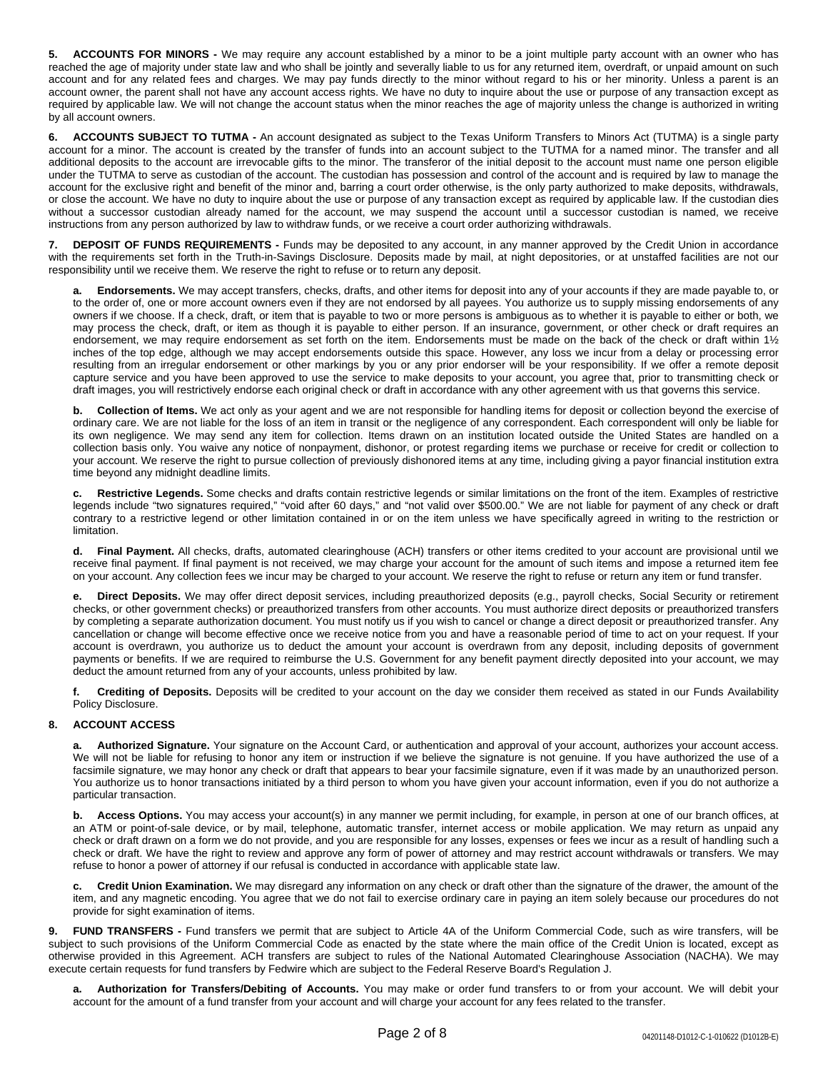**5. ACCOUNTS FOR MINORS -** We may require any account established by a minor to be a joint multiple party account with an owner who has reached the age of majority under state law and who shall be jointly and severally liable to us for any returned item, overdraft, or unpaid amount on such account and for any related fees and charges. We may pay funds directly to the minor without regard to his or her minority. Unless a parent is an account owner, the parent shall not have any account access rights. We have no duty to inquire about the use or purpose of any transaction except as required by applicable law. We will not change the account status when the minor reaches the age of majority unless the change is authorized in writing by all account owners.

**6. ACCOUNTS SUBJECT TO TUTMA -** An account designated as subject to the Texas Uniform Transfers to Minors Act (TUTMA) is a single party account for a minor. The account is created by the transfer of funds into an account subject to the TUTMA for a named minor. The transfer and all additional deposits to the account are irrevocable gifts to the minor. The transferor of the initial deposit to the account must name one person eligible under the TUTMA to serve as custodian of the account. The custodian has possession and control of the account and is required by law to manage the account for the exclusive right and benefit of the minor and, barring a court order otherwise, is the only party authorized to make deposits, withdrawals, or close the account. We have no duty to inquire about the use or purpose of any transaction except as required by applicable law. If the custodian dies without a successor custodian already named for the account, we may suspend the account until a successor custodian is named, we receive instructions from any person authorized by law to withdraw funds, or we receive a court order authorizing withdrawals.

**7. DEPOSIT OF FUNDS REQUIREMENTS -** Funds may be deposited to any account, in any manner approved by the Credit Union in accordance with the requirements set forth in the Truth-in-Savings Disclosure. Deposits made by mail, at night depositories, or at unstaffed facilities are not our responsibility until we receive them. We reserve the right to refuse or to return any deposit.

**a. Endorsements.** We may accept transfers, checks, drafts, and other items for deposit into any of your accounts if they are made payable to, or to the order of, one or more account owners even if they are not endorsed by all payees. You authorize us to supply missing endorsements of any owners if we choose. If a check, draft, or item that is payable to two or more persons is ambiguous as to whether it is payable to either or both, we may process the check, draft, or item as though it is payable to either person. If an insurance, government, or other check or draft requires an endorsement, we may require endorsement as set forth on the item. Endorsements must be made on the back of the check or draft within 1½ inches of the top edge, although we may accept endorsements outside this space. However, any loss we incur from a delay or processing error resulting from an irregular endorsement or other markings by you or any prior endorser will be your responsibility. If we offer a remote deposit capture service and you have been approved to use the service to make deposits to your account, you agree that, prior to transmitting check or draft images, you will restrictively endorse each original check or draft in accordance with any other agreement with us that governs this service.

**b. Collection of Items.** We act only as your agent and we are not responsible for handling items for deposit or collection beyond the exercise of ordinary care. We are not liable for the loss of an item in transit or the negligence of any correspondent. Each correspondent will only be liable for its own negligence. We may send any item for collection. Items drawn on an institution located outside the United States are handled on a collection basis only. You waive any notice of nonpayment, dishonor, or protest regarding items we purchase or receive for credit or collection to your account. We reserve the right to pursue collection of previously dishonored items at any time, including giving a payor financial institution extra time beyond any midnight deadline limits.

**c. Restrictive Legends.** Some checks and drafts contain restrictive legends or similar limitations on the front of the item. Examples of restrictive legends include "two signatures required," "void after 60 days," and "not valid over $500.00." We are not liable for payment of any check or draft contrary to a restrictive legend or other limitation contained in or on the item unless we have specifically agreed in writing to the restriction or limitation.

**d. Final Payment.** All checks, drafts, automated clearinghouse (ACH) transfers or other items credited to your account are provisional until we receive final payment. If final payment is not received, we may charge your account for the amount of such items and impose a returned item fee on your account. Any collection fees we incur may be charged to your account. We reserve the right to refuse or return any item or fund transfer.

**e. Direct Deposits.** We may offer direct deposit services, including preauthorized deposits (e.g., payroll checks, Social Security or retirement checks, or other government checks) or preauthorized transfers from other accounts. You must authorize direct deposits or preauthorized transfers by completing a separate authorization document. You must notify us if you wish to cancel or change a direct deposit or preauthorized transfer. Any cancellation or change will become effective once we receive notice from you and have a reasonable period of time to act on your request. If your account is overdrawn, you authorize us to deduct the amount your account is overdrawn from any deposit, including deposits of government payments or benefits. If we are required to reimburse the U.S. Government for any benefit payment directly deposited into your account, we may deduct the amount returned from any of your accounts, unless prohibited by law.

**f. Crediting of Deposits.** Deposits will be credited to your account on the day we consider them received as stated in our Funds Availability Policy Disclosure.

**8. ACCOUNT ACCESS**

**a. Authorized Signature.** Your signature on the Account Card, or authentication and approval of your account, authorizes your account access. We will not be liable for refusing to honor any item or instruction if we believe the signature is not genuine. If you have authorized the use of a facsimile signature, we may honor any check or draft that appears to bear your facsimile signature, even if it was made by an unauthorized person. You authorize us to honor transactions initiated by a third person to whom you have given your account information, even if you do not authorize a particular transaction.

**b. Access Options.** You may access your account(s) in any manner we permit including, for example, in person at one of our branch offices, at an ATM or point-of-sale device, or by mail, telephone, automatic transfer, internet access or mobile application. We may return as unpaid any check or draft drawn on a form we do not provide, and you are responsible for any losses, expenses or fees we incur as a result of handling such a check or draft. We have the right to review and approve any form of power of attorney and may restrict account withdrawals or transfers. We may refuse to honor a power of attorney if our refusal is conducted in accordance with applicable state law.

**c. Credit Union Examination.** We may disregard any information on any check or draft other than the signature of the drawer, the amount of the item, and any magnetic encoding. You agree that we do not fail to exercise ordinary care in paying an item solely because our procedures do not provide for sight examination of items.

**9. FUND TRANSFERS -** Fund transfers we permit that are subject to Article 4A of the Uniform Commercial Code, such as wire transfers, will be subject to such provisions of the Uniform Commercial Code as enacted by the state where the main office of the Credit Union is located, except as otherwise provided in this Agreement. ACH transfers are subject to rules of the National Automated Clearinghouse Association (NACHA). We may execute certain requests for fund transfers by Fedwire which are subject to the Federal Reserve Board's Regulation J.

**a. Authorization for Transfers/Debiting of Accounts.** You may make or order fund transfers to or from your account. We will debit your account for the amount of a fund transfer from your account and will charge your account for any fees related to the transfer.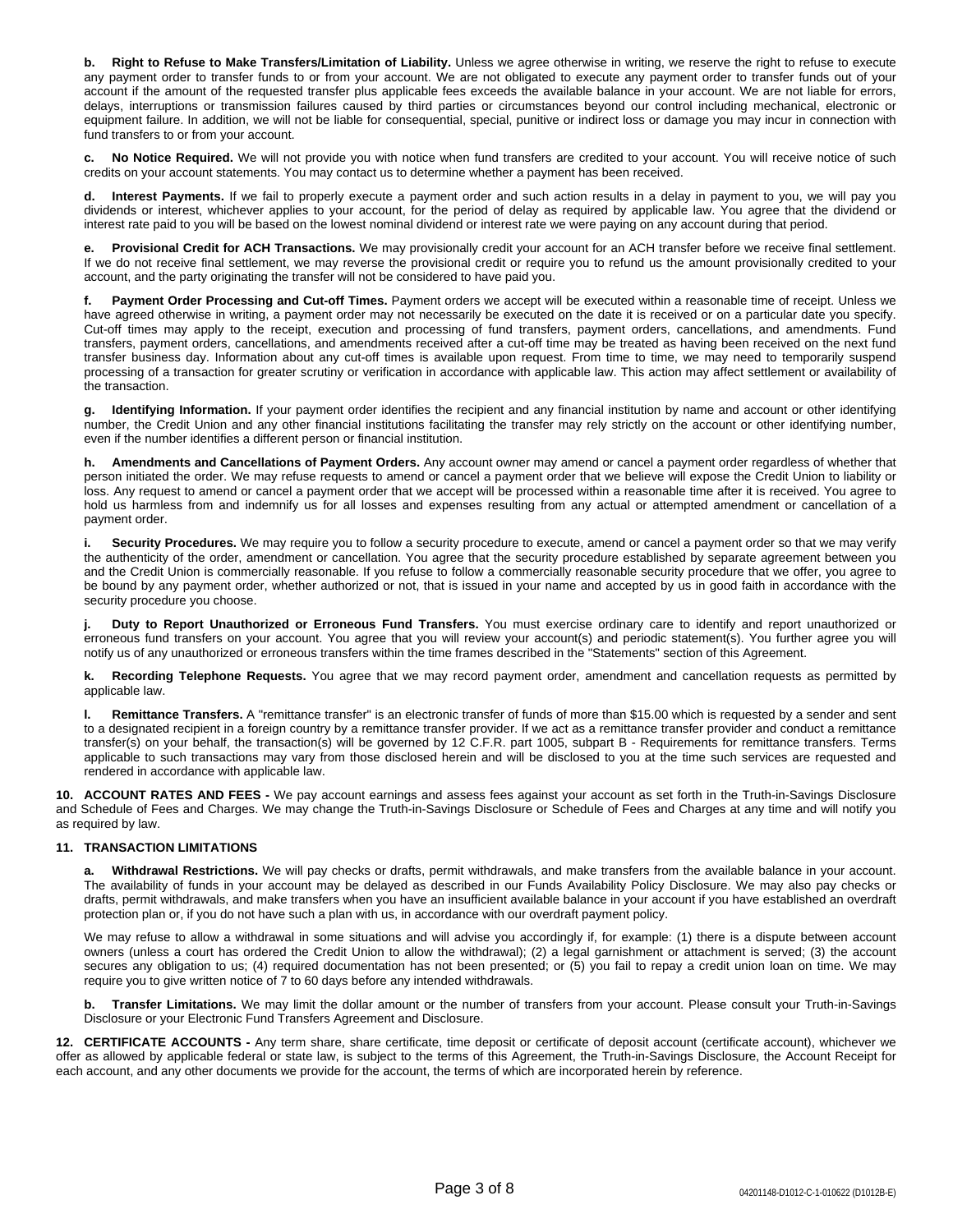**b. Right to Refuse to Make Transfers/Limitation of Liability.** Unless we agree otherwise in writing, we reserve the right to refuse to execute any payment order to transfer funds to or from your account. We are not obligated to execute any payment order to transfer funds out of your account if the amount of the requested transfer plus applicable fees exceeds the available balance in your account. We are not liable for errors, delays, interruptions or transmission failures caused by third parties or circumstances beyond our control including mechanical, electronic or equipment failure. In addition, we will not be liable for consequential, special, punitive or indirect loss or damage you may incur in connection with fund transfers to or from your account.

**c. No Notice Required.** We will not provide you with notice when fund transfers are credited to your account. You will receive notice of such credits on your account statements. You may contact us to determine whether a payment has been received.

**d. Interest Payments.** If we fail to properly execute a payment order and such action results in a delay in payment to you, we will pay you dividends or interest, whichever applies to your account, for the period of delay as required by applicable law. You agree that the dividend or interest rate paid to you will be based on the lowest nominal dividend or interest rate we were paying on any account during that period.

**e. Provisional Credit for ACH Transactions.** We may provisionally credit your account for an ACH transfer before we receive final settlement. If we do not receive final settlement, we may reverse the provisional credit or require you to refund us the amount provisionally credited to your account, and the party originating the transfer will not be considered to have paid you.

**f. Payment Order Processing and Cut-off Times.** Payment orders we accept will be executed within a reasonable time of receipt. Unless we have agreed otherwise in writing, a payment order may not necessarily be executed on the date it is received or on a particular date you specify. Cut-off times may apply to the receipt, execution and processing of fund transfers, payment orders, cancellations, and amendments. Fund transfers, payment orders, cancellations, and amendments received after a cut-off time may be treated as having been received on the next fund transfer business day. Information about any cut-off times is available upon request. From time to time, we may need to temporarily suspend processing of a transaction for greater scrutiny or verification in accordance with applicable law. This action may affect settlement or availability of the transaction.

**g. Identifying Information.** If your payment order identifies the recipient and any financial institution by name and account or other identifying number, the Credit Union and any other financial institutions facilitating the transfer may rely strictly on the account or other identifying number, even if the number identifies a different person or financial institution.

**h. Amendments and Cancellations of Payment Orders.** Any account owner may amend or cancel a payment order regardless of whether that person initiated the order. We may refuse requests to amend or cancel a payment order that we believe will expose the Credit Union to liability or loss. Any request to amend or cancel a payment order that we accept will be processed within a reasonable time after it is received. You agree to hold us harmless from and indemnify us for all losses and expenses resulting from any actual or attempted amendment or cancellation of a payment order.

**i. Security Procedures.** We may require you to follow a security procedure to execute, amend or cancel a payment order so that we may verify the authenticity of the order, amendment or cancellation. You agree that the security procedure established by separate agreement between you and the Credit Union is commercially reasonable. If you refuse to follow a commercially reasonable security procedure that we offer, you agree to be bound by any payment order, whether authorized or not, that is issued in your name and accepted by us in good faith in accordance with the security procedure you choose.

**j. Duty to Report Unauthorized or Erroneous Fund Transfers.** You must exercise ordinary care to identify and report unauthorized or erroneous fund transfers on your account. You agree that you will review your account(s) and periodic statement(s). You further agree you will notify us of any unauthorized or erroneous transfers within the time frames described in the "Statements" section of this Agreement.

**k. Recording Telephone Requests.** You agree that we may record payment order, amendment and cancellation requests as permitted by applicable law.

**l. Remittance Transfers.** A "remittance transfer" is an electronic transfer of funds of more than $15.00 which is requested by a sender and sent to a designated recipient in a foreign country by a remittance transfer provider. If we act as a remittance transfer provider and conduct a remittance transfer(s) on your behalf, the transaction(s) will be governed by 12 C.F.R. part 1005, subpart B - Requirements for remittance transfers. Terms applicable to such transactions may vary from those disclosed herein and will be disclosed to you at the time such services are requested and rendered in accordance with applicable law.

**10. ACCOUNT RATES AND FEES -** We pay account earnings and assess fees against your account as set forth in the Truth-in-Savings Disclosure and Schedule of Fees and Charges. We may change the Truth-in-Savings Disclosure or Schedule of Fees and Charges at any time and will notify you as required by law.

**11. TRANSACTION LIMITATIONS**

**a. Withdrawal Restrictions.** We will pay checks or drafts, permit withdrawals, and make transfers from the available balance in your account. The availability of funds in your account may be delayed as described in our Funds Availability Policy Disclosure. We may also pay checks or drafts, permit withdrawals, and make transfers when you have an insufficient available balance in your account if you have established an overdraft protection plan or, if you do not have such a plan with us, in accordance with our overdraft payment policy.

We may refuse to allow a withdrawal in some situations and will advise you accordingly if, for example: (1) there is a dispute between account owners (unless a court has ordered the Credit Union to allow the withdrawal); (2) a legal garnishment or attachment is served; (3) the account secures any obligation to us; (4) required documentation has not been presented; or (5) you fail to repay a credit union loan on time. We may require you to give written notice of 7 to 60 days before any intended withdrawals.

**b. Transfer Limitations.** We may limit the dollar amount or the number of transfers from your account. Please consult your Truth-in-Savings Disclosure or your Electronic Fund Transfers Agreement and Disclosure.

**12. CERTIFICATE ACCOUNTS -** Any term share, share certificate, time deposit or certificate of deposit account (certificate account), whichever we offer as allowed by applicable federal or state law, is subject to the terms of this Agreement, the Truth-in-Savings Disclosure, the Account Receipt for each account, and any other documents we provide for the account, the terms of which are incorporated herein by reference.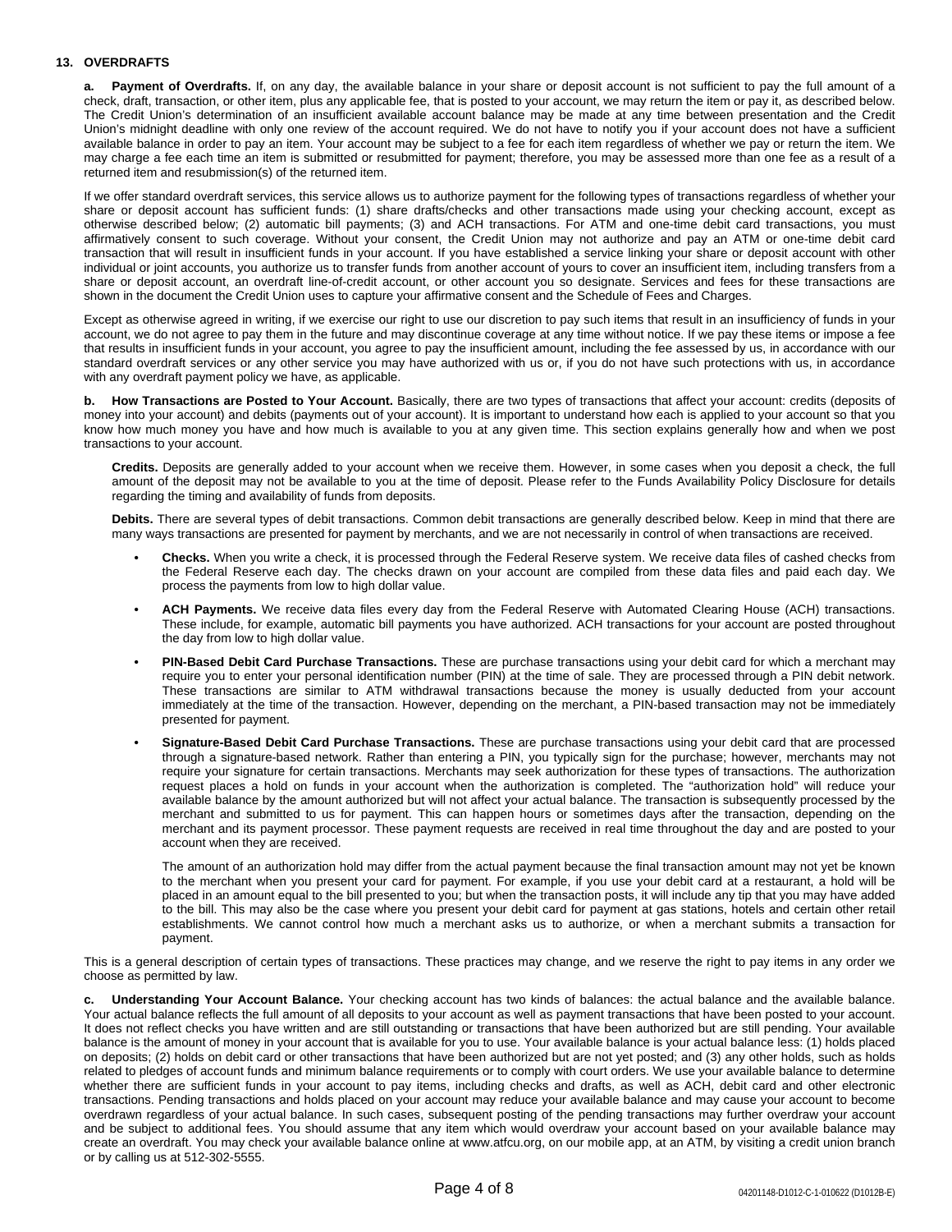## 13. OVERDRAFTS

**a. Payment of Overdrafts.** If, on any day, the available balance in your share or deposit account is not sufficient to pay the full amount of a check, draft, transaction, or other item, plus any applicable fee, that is posted to your account, we may return the item or pay it, as described below. The Credit Union's determination of an insufficient available account balance may be made at any time between presentation and the Credit Union's midnight deadline with only one review of the account required. We do not have to notify you if your account does not have a sufficient available balance in order to pay an item. Your account may be subject to a fee for each item regardless of whether we pay or return the item. We may charge a fee each time an item is submitted or resubmitted for payment; therefore, you may be assessed more than one fee as a result of a returned item and resubmission(s) of the returned item.

If we offer standard overdraft services, this service allows us to authorize payment for the following types of transactions regardless of whether your share or deposit account has sufficient funds: (1) share drafts/checks and other transactions made using your checking account, except as otherwise described below; (2) automatic bill payments; (3) and ACH transactions. For ATM and one-time debit card transactions, you must affirmatively consent to such coverage. Without your consent, the Credit Union may not authorize and pay an ATM or one-time debit card transaction that will result in insufficient funds in your account. If you have established a service linking your share or deposit account with other individual or joint accounts, you authorize us to transfer funds from another account of yours to cover an insufficient item, including transfers from a share or deposit account, an overdraft line-of-credit account, or other account you so designate. Services and fees for these transactions are shown in the document the Credit Union uses to capture your affirmative consent and the Schedule of Fees and Charges.

Except as otherwise agreed in writing, if we exercise our right to use our discretion to pay such items that result in an insufficiency of funds in your account, we do not agree to pay them in the future and may discontinue coverage at any time without notice. If we pay these items or impose a fee that results in insufficient funds in your account, you agree to pay the insufficient amount, including the fee assessed by us, in accordance with our standard overdraft services or any other service you may have authorized with us or, if you do not have such protections with us, in accordance with any overdraft payment policy we have, as applicable.

**b. How Transactions are Posted to Your Account.** Basically, there are two types of transactions that affect your account: credits (deposits of money into your account) and debits (payments out of your account). It is important to understand how each is applied to your account so that you know how much money you have and how much is available to you at any given time. This section explains generally how and when we post transactions to your account.

**Credits.** Deposits are generally added to your account when we receive them. However, in some cases when you deposit a check, the full amount of the deposit may not be available to you at the time of deposit. Please refer to the Funds Availability Policy Disclosure for details regarding the timing and availability of funds from deposits.

**Debits.** There are several types of debit transactions. Common debit transactions are generally described below. Keep in mind that there are many ways transactions are presented for payment by merchants, and we are not necessarily in control of when transactions are received.

- **Checks.** When you write a check, it is processed through the Federal Reserve system. We receive data files of cashed checks from the Federal Reserve each day. The checks drawn on your account are compiled from these data files and paid each day. We process the payments from low to high dollar value.
- **ACH Payments.** We receive data files every day from the Federal Reserve with Automated Clearing House (ACH) transactions. These include, for example, automatic bill payments you have authorized. ACH transactions for your account are posted throughout the day from low to high dollar value.
- **PIN-Based Debit Card Purchase Transactions.** These are purchase transactions using your debit card for which a merchant may require you to enter your personal identification number (PIN) at the time of sale. They are processed through a PIN debit network. These transactions are similar to ATM withdrawal transactions because the money is usually deducted from your account immediately at the time of the transaction. However, depending on the merchant, a PIN-based transaction may not be immediately presented for payment.
- **Signature-Based Debit Card Purchase Transactions.** These are purchase transactions using your debit card that are processed through a signature-based network. Rather than entering a PIN, you typically sign for the purchase; however, merchants may not require your signature for certain transactions. Merchants may seek authorization for these types of transactions. The authorization request places a hold on funds in your account when the authorization is completed. The "authorization hold" will reduce your available balance by the amount authorized but will not affect your actual balance. The transaction is subsequently processed by the merchant and submitted to us for payment. This can happen hours or sometimes days after the transaction, depending on the merchant and its payment processor. These payment requests are received in real time throughout the day and are posted to your account when they are received.

  The amount of an authorization hold may differ from the actual payment because the final transaction amount may not yet be known to the merchant when you present your card for payment. For example, if you use your debit card at a restaurant, a hold will be placed in an amount equal to the bill presented to you; but when the transaction posts, it will include any tip that you may have added to the bill. This may also be the case where you present your debit card for payment at gas stations, hotels and certain other retail establishments. We cannot control how much a merchant asks us to authorize, or when a merchant submits a transaction for payment.

This is a general description of certain types of transactions. These practices may change, and we reserve the right to pay items in any order we choose as permitted by law.

**c. Understanding Your Account Balance.** Your checking account has two kinds of balances: the actual balance and the available balance. Your actual balance reflects the full amount of all deposits to your account as well as payment transactions that have been posted to your account. It does not reflect checks you have written and are still outstanding or transactions that have been authorized but are still pending. Your available balance is the amount of money in your account that is available for you to use. Your available balance is your actual balance less: (1) holds placed on deposits; (2) holds on debit card or other transactions that have been authorized but are not yet posted; and (3) any other holds, such as holds related to pledges of account funds and minimum balance requirements or to comply with court orders. We use your available balance to determine whether there are sufficient funds in your account to pay items, including checks and drafts, as well as ACH, debit card and other electronic transactions. Pending transactions and holds placed on your account may reduce your available balance and may cause your account to become overdrawn regardless of your actual balance. In such cases, subsequent posting of the pending transactions may further overdraw your account and be subject to additional fees. You should assume that any item which would overdraw your account based on your available balance may create an overdraft. You may check your available balance online at www.atfcu.org, on our mobile app, at an ATM, by visiting a credit union branch or by calling us at 512-302-5555.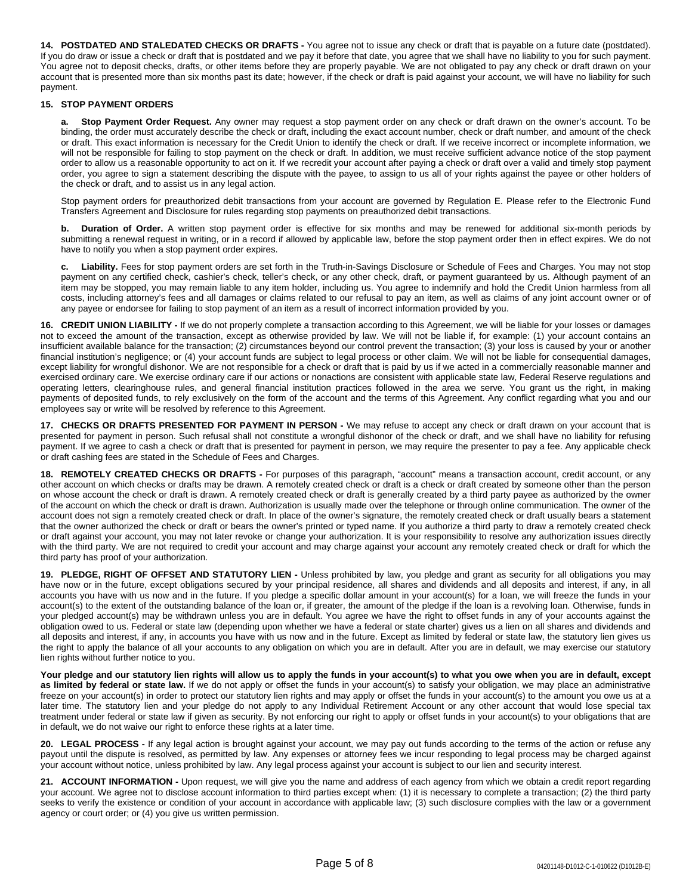**14. POSTDATED AND STALEDATED CHECKS OR DRAFTS -** You agree not to issue any check or draft that is payable on a future date (postdated). If you do draw or issue a check or draft that is postdated and we pay it before that date, you agree that we shall have no liability to you for such payment. You agree not to deposit checks, drafts, or other items before they are properly payable. We are not obligated to pay any check or draft drawn on your account that is presented more than six months past its date; however, if the check or draft is paid against your account, we will have no liability for such payment.

**15. STOP PAYMENT ORDERS**

**a. Stop Payment Order Request.** Any owner may request a stop payment order on any check or draft drawn on the owner's account. To be binding, the order must accurately describe the check or draft, including the exact account number, check or draft number, and amount of the check or draft. This exact information is necessary for the Credit Union to identify the check or draft. If we receive incorrect or incomplete information, we will not be responsible for failing to stop payment on the check or draft. In addition, we must receive sufficient advance notice of the stop payment order to allow us a reasonable opportunity to act on it. If we recredit your account after paying a check or draft over a valid and timely stop payment order, you agree to sign a statement describing the dispute with the payee, to assign to us all of your rights against the payee or other holders of the check or draft, and to assist us in any legal action.

Stop payment orders for preauthorized debit transactions from your account are governed by Regulation E. Please refer to the Electronic Fund Transfers Agreement and Disclosure for rules regarding stop payments on preauthorized debit transactions.

**b. Duration of Order.** A written stop payment order is effective for six months and may be renewed for additional six-month periods by submitting a renewal request in writing, or in a record if allowed by applicable law, before the stop payment order then in effect expires. We do not have to notify you when a stop payment order expires.

**c. Liability.** Fees for stop payment orders are set forth in the Truth-in-Savings Disclosure or Schedule of Fees and Charges. You may not stop payment on any certified check, cashier's check, teller's check, or any other check, draft, or payment guaranteed by us. Although payment of an item may be stopped, you may remain liable to any item holder, including us. You agree to indemnify and hold the Credit Union harmless from all costs, including attorney's fees and all damages or claims related to our refusal to pay an item, as well as claims of any joint account owner or of any payee or endorsee for failing to stop payment of an item as a result of incorrect information provided by you.

**16. CREDIT UNION LIABILITY -** If we do not properly complete a transaction according to this Agreement, we will be liable for your losses or damages not to exceed the amount of the transaction, except as otherwise provided by law. We will not be liable if, for example: (1) your account contains an insufficient available balance for the transaction; (2) circumstances beyond our control prevent the transaction; (3) your loss is caused by your or another financial institution's negligence; or (4) your account funds are subject to legal process or other claim. We will not be liable for consequential damages, except liability for wrongful dishonor. We are not responsible for a check or draft that is paid by us if we acted in a commercially reasonable manner and exercised ordinary care. We exercise ordinary care if our actions or nonactions are consistent with applicable state law, Federal Reserve regulations and operating letters, clearinghouse rules, and general financial institution practices followed in the area we serve. You grant us the right, in making payments of deposited funds, to rely exclusively on the form of the account and the terms of this Agreement. Any conflict regarding what you and our employees say or write will be resolved by reference to this Agreement.

**17. CHECKS OR DRAFTS PRESENTED FOR PAYMENT IN PERSON -** We may refuse to accept any check or draft drawn on your account that is presented for payment in person. Such refusal shall not constitute a wrongful dishonor of the check or draft, and we shall have no liability for refusing payment. If we agree to cash a check or draft that is presented for payment in person, we may require the presenter to pay a fee. Any applicable check or draft cashing fees are stated in the Schedule of Fees and Charges.

**18. REMOTELY CREATED CHECKS OR DRAFTS -** For purposes of this paragraph, "account" means a transaction account, credit account, or any other account on which checks or drafts may be drawn. A remotely created check or draft is a check or draft created by someone other than the person on whose account the check or draft is drawn. A remotely created check or draft is generally created by a third party payee as authorized by the owner of the account on which the check or draft is drawn. Authorization is usually made over the telephone or through online communication. The owner of the account does not sign a remotely created check or draft. In place of the owner's signature, the remotely created check or draft usually bears a statement that the owner authorized the check or draft or bears the owner's printed or typed name. If you authorize a third party to draw a remotely created check or draft against your account, you may not later revoke or change your authorization. It is your responsibility to resolve any authorization issues directly with the third party. We are not required to credit your account and may charge against your account any remotely created check or draft for which the third party has proof of your authorization.

**19. PLEDGE, RIGHT OF OFFSET AND STATUTORY LIEN -** Unless prohibited by law, you pledge and grant as security for all obligations you may have now or in the future, except obligations secured by your principal residence, all shares and dividends and all deposits and interest, if any, in all accounts you have with us now and in the future. If you pledge a specific dollar amount in your account(s) for a loan, we will freeze the funds in your account(s) to the extent of the outstanding balance of the loan or, if greater, the amount of the pledge if the loan is a revolving loan. Otherwise, funds in your pledged account(s) may be withdrawn unless you are in default. You agree we have the right to offset funds in any of your accounts against the obligation owed to us. Federal or state law (depending upon whether we have a federal or state charter) gives us a lien on all shares and dividends and all deposits and interest, if any, in accounts you have with us now and in the future. Except as limited by federal or state law, the statutory lien gives us the right to apply the balance of all your accounts to any obligation on which you are in default. After you are in default, we may exercise our statutory lien rights without further notice to you.

**Your pledge and our statutory lien rights will allow us to apply the funds in your account(s) to what you owe when you are in default, except as limited by federal or state law.** If we do not apply or offset the funds in your account(s) to satisfy your obligation, we may place an administrative freeze on your account(s) in order to protect our statutory lien rights and may apply or offset the funds in your account(s) to the amount you owe us at a later time. The statutory lien and your pledge do not apply to any Individual Retirement Account or any other account that would lose special tax treatment under federal or state law if given as security. By not enforcing our right to apply or offset funds in your account(s) to your obligations that are in default, we do not waive our right to enforce these rights at a later time.

**20. LEGAL PROCESS -** If any legal action is brought against your account, we may pay out funds according to the terms of the action or refuse any payout until the dispute is resolved, as permitted by law. Any expenses or attorney fees we incur responding to legal process may be charged against your account without notice, unless prohibited by law. Any legal process against your account is subject to our lien and security interest.

**21. ACCOUNT INFORMATION -** Upon request, we will give you the name and address of each agency from which we obtain a credit report regarding your account. We agree not to disclose account information to third parties except when: (1) it is necessary to complete a transaction; (2) the third party seeks to verify the existence or condition of your account in accordance with applicable law; (3) such disclosure complies with the law or a government agency or court order; or (4) you give us written permission.

04201148-D1012-C-1-010622 (D1012B-E)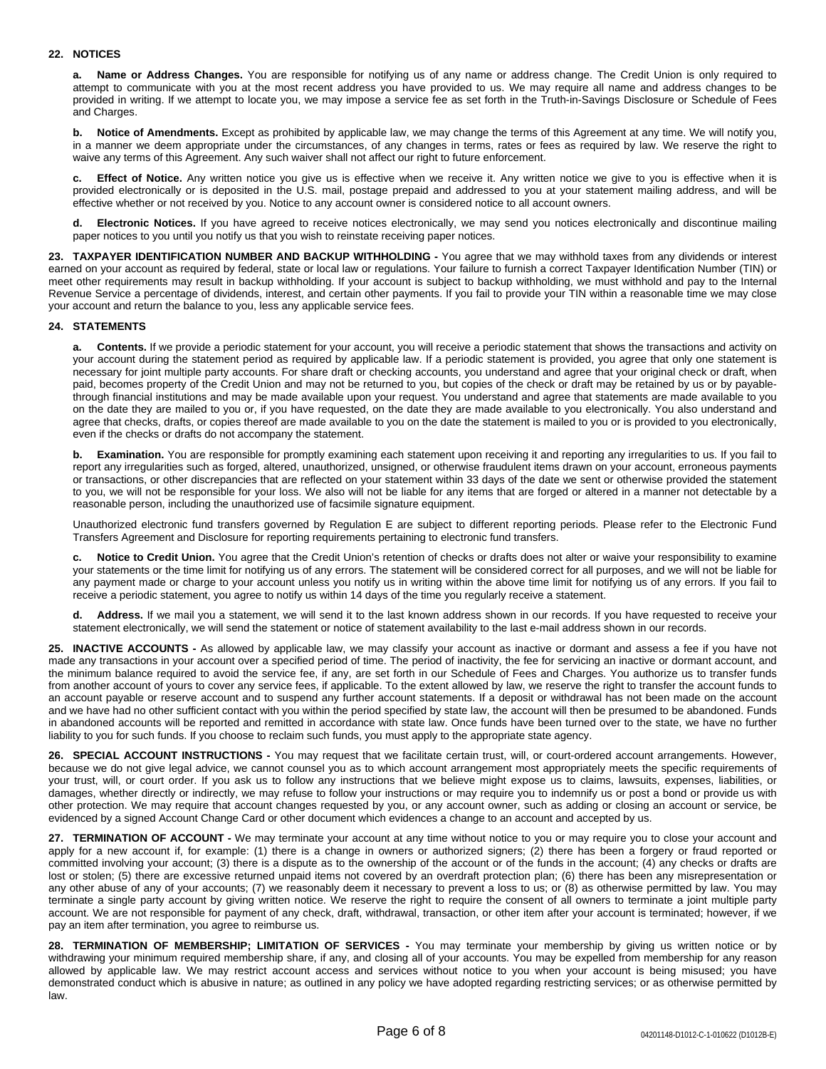## 22. NOTICES

**a. Name or Address Changes.** You are responsible for notifying us of any name or address change. The Credit Union is only required to attempt to communicate with you at the most recent address you have provided to us. We may require all name and address changes to be provided in writing. If we attempt to locate you, we may impose a service fee as set forth in the Truth-in-Savings Disclosure or Schedule of Fees and Charges.

**b. Notice of Amendments.** Except as prohibited by applicable law, we may change the terms of this Agreement at any time. We will notify you, in a manner we deem appropriate under the circumstances, of any changes in terms, rates or fees as required by law. We reserve the right to waive any terms of this Agreement. Any such waiver shall not affect our right to future enforcement.

**c. Effect of Notice.** Any written notice you give us is effective when we receive it. Any written notice we give to you is effective when it is provided electronically or is deposited in the U.S. mail, postage prepaid and addressed to you at your statement mailing address, and will be effective whether or not received by you. Notice to any account owner is considered notice to all account owners.

**d. Electronic Notices.** If you have agreed to receive notices electronically, we may send you notices electronically and discontinue mailing paper notices to you until you notify us that you wish to reinstate receiving paper notices.

**23. TAXPAYER IDENTIFICATION NUMBER AND BACKUP WITHHOLDING -** You agree that we may withhold taxes from any dividends or interest earned on your account as required by federal, state or local law or regulations. Your failure to furnish a correct Taxpayer Identification Number (TIN) or meet other requirements may result in backup withholding. If your account is subject to backup withholding, we must withhold and pay to the Internal Revenue Service a percentage of dividends, interest, and certain other payments. If you fail to provide your TIN within a reasonable time we may close your account and return the balance to you, less any applicable service fees.

## 24. STATEMENTS

**a. Contents.** If we provide a periodic statement for your account, you will receive a periodic statement that shows the transactions and activity on your account during the statement period as required by applicable law. If a periodic statement is provided, you agree that only one statement is necessary for joint multiple party accounts. For share draft or checking accounts, you understand and agree that your original check or draft, when paid, becomes property of the Credit Union and may not be returned to you, but copies of the check or draft may be retained by us or by payable-through financial institutions and may be made available upon your request. You understand and agree that statements are made available to you on the date they are mailed to you or, if you have requested, on the date they are made available to you electronically. You also understand and agree that checks, drafts, or copies thereof are made available to you on the date the statement is mailed to you or is provided to you electronically, even if the checks or drafts do not accompany the statement.

**b. Examination.** You are responsible for promptly examining each statement upon receiving it and reporting any irregularities to us. If you fail to report any irregularities such as forged, altered, unauthorized, unsigned, or otherwise fraudulent items drawn on your account, erroneous payments or transactions, or other discrepancies that are reflected on your statement within 33 days of the date we sent or otherwise provided the statement to you, we will not be responsible for your loss. We also will not be liable for any items that are forged or altered in a manner not detectable by a reasonable person, including the unauthorized use of facsimile signature equipment.

Unauthorized electronic fund transfers governed by Regulation E are subject to different reporting periods. Please refer to the Electronic Fund Transfers Agreement and Disclosure for reporting requirements pertaining to electronic fund transfers.

**c. Notice to Credit Union.** You agree that the Credit Union's retention of checks or drafts does not alter or waive your responsibility to examine your statements or the time limit for notifying us of any errors. The statement will be considered correct for all purposes, and we will not be liable for any payment made or charge to your account unless you notify us in writing within the above time limit for notifying us of any errors. If you fail to receive a periodic statement, you agree to notify us within 14 days of the time you regularly receive a statement.

**d. Address.** If we mail you a statement, we will send it to the last known address shown in our records. If you have requested to receive your statement electronically, we will send the statement or notice of statement availability to the last e-mail address shown in our records.

**25. INACTIVE ACCOUNTS -** As allowed by applicable law, we may classify your account as inactive or dormant and assess a fee if you have not made any transactions in your account over a specified period of time. The period of inactivity, the fee for servicing an inactive or dormant account, and the minimum balance required to avoid the service fee, if any, are set forth in our Schedule of Fees and Charges. You authorize us to transfer funds from another account of yours to cover any service fees, if applicable. To the extent allowed by law, we reserve the right to transfer the account funds to an account payable or reserve account and to suspend any further account statements. If a deposit or withdrawal has not been made on the account and we have had no other sufficient contact with you within the period specified by state law, the account will then be presumed to be abandoned. Funds in abandoned accounts will be reported and remitted in accordance with state law. Once funds have been turned over to the state, we have no further liability to you for such funds. If you choose to reclaim such funds, you must apply to the appropriate state agency.

**26. SPECIAL ACCOUNT INSTRUCTIONS -** You may request that we facilitate certain trust, will, or court-ordered account arrangements. However, because we do not give legal advice, we cannot counsel you as to which account arrangement most appropriately meets the specific requirements of your trust, will, or court order. If you ask us to follow any instructions that we believe might expose us to claims, lawsuits, expenses, liabilities, or damages, whether directly or indirectly, we may refuse to follow your instructions or may require you to indemnify us or post a bond or provide us with other protection. We may require that account changes requested by you, or any account owner, such as adding or closing an account or service, be evidenced by a signed Account Change Card or other document which evidences a change to an account and accepted by us.

**27. TERMINATION OF ACCOUNT -** We may terminate your account at any time without notice to you or may require you to close your account and apply for a new account if, for example: (1) there is a change in owners or authorized signers; (2) there has been a forgery or fraud reported or committed involving your account; (3) there is a dispute as to the ownership of the account or of the funds in the account; (4) any checks or drafts are lost or stolen; (5) there are excessive returned unpaid items not covered by an overdraft protection plan; (6) there has been any misrepresentation or any other abuse of any of your accounts; (7) we reasonably deem it necessary to prevent a loss to us; or (8) as otherwise permitted by law. You may terminate a single party account by giving written notice. We reserve the right to require the consent of all owners to terminate a joint multiple party account. We are not responsible for payment of any check, draft, withdrawal, transaction, or other item after your account is terminated; however, if we pay an item after termination, you agree to reimburse us.

**28. TERMINATION OF MEMBERSHIP; LIMITATION OF SERVICES -** You may terminate your membership by giving us written notice or by withdrawing your minimum required membership share, if any, and closing all of your accounts. You may be expelled from membership for any reason allowed by applicable law. We may restrict account access and services without notice to you when your account is being misused; you have demonstrated conduct which is abusive in nature; as outlined in any policy we have adopted regarding restricting services; or as otherwise permitted by law.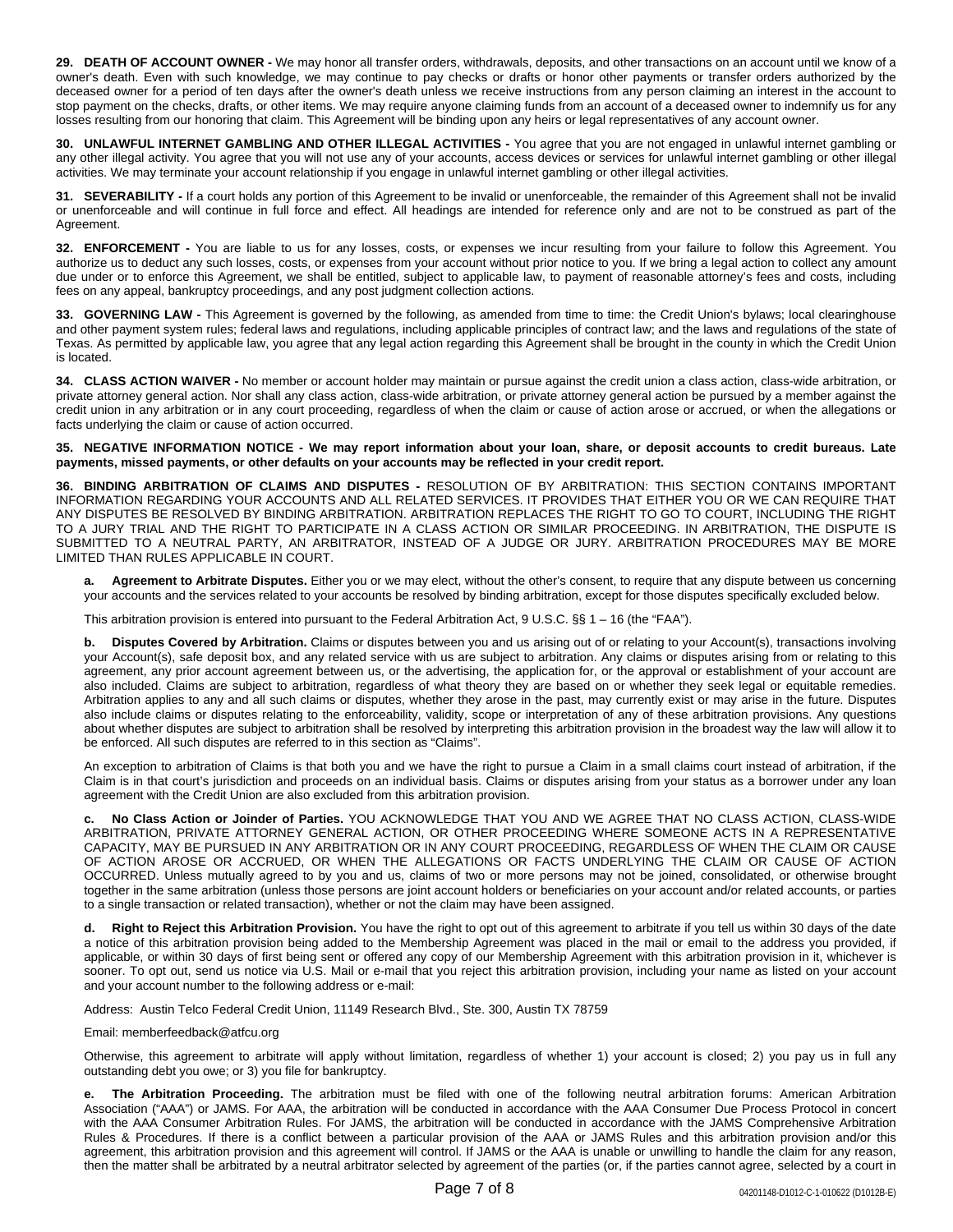**29. DEATH OF ACCOUNT OWNER -** We may honor all transfer orders, withdrawals, deposits, and other transactions on an account until we know of a owner's death. Even with such knowledge, we may continue to pay checks or drafts or honor other payments or transfer orders authorized by the deceased owner for a period of ten days after the owner's death unless we receive instructions from any person claiming an interest in the account to stop payment on the checks, drafts, or other items. We may require anyone claiming funds from an account of a deceased owner to indemnify us for any losses resulting from our honoring that claim. This Agreement will be binding upon any heirs or legal representatives of any account owner.

**30. UNLAWFUL INTERNET GAMBLING AND OTHER ILLEGAL ACTIVITIES -** You agree that you are not engaged in unlawful internet gambling or any other illegal activity. You agree that you will not use any of your accounts, access devices or services for unlawful internet gambling or other illegal activities. We may terminate your account relationship if you engage in unlawful internet gambling or other illegal activities.

**31. SEVERABILITY -** If a court holds any portion of this Agreement to be invalid or unenforceable, the remainder of this Agreement shall not be invalid or unenforceable and will continue in full force and effect. All headings are intended for reference only and are not to be construed as part of the Agreement.

**32. ENFORCEMENT -** You are liable to us for any losses, costs, or expenses we incur resulting from your failure to follow this Agreement. You authorize us to deduct any such losses, costs, or expenses from your account without prior notice to you. If we bring a legal action to collect any amount due under or to enforce this Agreement, we shall be entitled, subject to applicable law, to payment of reasonable attorney's fees and costs, including fees on any appeal, bankruptcy proceedings, and any post judgment collection actions.

**33. GOVERNING LAW -** This Agreement is governed by the following, as amended from time to time: the Credit Union's bylaws; local clearinghouse and other payment system rules; federal laws and regulations, including applicable principles of contract law; and the laws and regulations of the state of Texas. As permitted by applicable law, you agree that any legal action regarding this Agreement shall be brought in the county in which the Credit Union is located.

**34. CLASS ACTION WAIVER -** No member or account holder may maintain or pursue against the credit union a class action, class-wide arbitration, or private attorney general action. Nor shall any class action, class-wide arbitration, or private attorney general action be pursued by a member against the credit union in any arbitration or in any court proceeding, regardless of when the claim or cause of action arose or accrued, or when the allegations or facts underlying the claim or cause of action occurred.

**35. NEGATIVE INFORMATION NOTICE - We may report information about your loan, share, or deposit accounts to credit bureaus. Late payments, missed payments, or other defaults on your accounts may be reflected in your credit report.**

**36. BINDING ARBITRATION OF CLAIMS AND DISPUTES -** RESOLUTION OF BY ARBITRATION: THIS SECTION CONTAINS IMPORTANT INFORMATION REGARDING YOUR ACCOUNTS AND ALL RELATED SERVICES. IT PROVIDES THAT EITHER YOU OR WE CAN REQUIRE THAT ANY DISPUTES BE RESOLVED BY BINDING ARBITRATION. ARBITRATION REPLACES THE RIGHT TO GO TO COURT, INCLUDING THE RIGHT TO A JURY TRIAL AND THE RIGHT TO PARTICIPATE IN A CLASS ACTION OR SIMILAR PROCEEDING. IN ARBITRATION, THE DISPUTE IS SUBMITTED TO A NEUTRAL PARTY, AN ARBITRATOR, INSTEAD OF A JUDGE OR JURY. ARBITRATION PROCEDURES MAY BE MORE LIMITED THAN RULES APPLICABLE IN COURT.

**a. Agreement to Arbitrate Disputes.** Either you or we may elect, without the other's consent, to require that any dispute between us concerning your accounts and the services related to your accounts be resolved by binding arbitration, except for those disputes specifically excluded below.

This arbitration provision is entered into pursuant to the Federal Arbitration Act, 9 U.S.C. §§ 1 – 16 (the "FAA").

**b. Disputes Covered by Arbitration.** Claims or disputes between you and us arising out of or relating to your Account(s), transactions involving your Account(s), safe deposit box, and any related service with us are subject to arbitration. Any claims or disputes arising from or relating to this agreement, any prior account agreement between us, or the advertising, the application for, or the approval or establishment of your account are also included. Claims are subject to arbitration, regardless of what theory they are based on or whether they seek legal or equitable remedies. Arbitration applies to any and all such claims or disputes, whether they arose in the past, may currently exist or may arise in the future. Disputes also include claims or disputes relating to the enforceability, validity, scope or interpretation of any of these arbitration provisions. Any questions about whether disputes are subject to arbitration shall be resolved by interpreting this arbitration provision in the broadest way the law will allow it to be enforced. All such disputes are referred to in this section as "Claims".

An exception to arbitration of Claims is that both you and we have the right to pursue a Claim in a small claims court instead of arbitration, if the Claim is in that court's jurisdiction and proceeds on an individual basis. Claims or disputes arising from your status as a borrower under any loan agreement with the Credit Union are also excluded from this arbitration provision.

**c. No Class Action or Joinder of Parties.** YOU ACKNOWLEDGE THAT YOU AND WE AGREE THAT NO CLASS ACTION, CLASS-WIDE ARBITRATION, PRIVATE ATTORNEY GENERAL ACTION, OR OTHER PROCEEDING WHERE SOMEONE ACTS IN A REPRESENTATIVE CAPACITY, MAY BE PURSUED IN ANY ARBITRATION OR IN ANY COURT PROCEEDING, REGARDLESS OF WHEN THE CLAIM OR CAUSE OF ACTION AROSE OR ACCRUED, OR WHEN THE ALLEGATIONS OR FACTS UNDERLYING THE CLAIM OR CAUSE OF ACTION OCCURRED. Unless mutually agreed to by you and us, claims of two or more persons may not be joined, consolidated, or otherwise brought together in the same arbitration (unless those persons are joint account holders or beneficiaries on your account and/or related accounts, or parties to a single transaction or related transaction), whether or not the claim may have been assigned.

**d. Right to Reject this Arbitration Provision.** You have the right to opt out of this agreement to arbitrate if you tell us within 30 days of the date a notice of this arbitration provision being added to the Membership Agreement was placed in the mail or email to the address you provided, if applicable, or within 30 days of first being sent or offered any copy of our Membership Agreement with this arbitration provision in it, whichever is sooner. To opt out, send us notice via U.S. Mail or e-mail that you reject this arbitration provision, including your name as listed on your account and your account number to the following address or e-mail:

Address: Austin Telco Federal Credit Union, 11149 Research Blvd., Ste. 300, Austin TX 78759

Email: memberfeedback@atfcu.org

Otherwise, this agreement to arbitrate will apply without limitation, regardless of whether 1) your account is closed; 2) you pay us in full any outstanding debt you owe; or 3) you file for bankruptcy.

**e. The Arbitration Proceeding.** The arbitration must be filed with one of the following neutral arbitration forums: American Arbitration Association ("AAA") or JAMS. For AAA, the arbitration will be conducted in accordance with the AAA Consumer Due Process Protocol in concert with the AAA Consumer Arbitration Rules. For JAMS, the arbitration will be conducted in accordance with the JAMS Comprehensive Arbitration Rules & Procedures. If there is a conflict between a particular provision of the AAA or JAMS Rules and this arbitration provision and/or this agreement, this arbitration provision and this agreement will control. If JAMS or the AAA is unable or unwilling to handle the claim for any reason, then the matter shall be arbitrated by a neutral arbitrator selected by agreement of the parties (or, if the parties cannot agree, selected by a court in

04201148-D1012-C-1-010622 (D1012B-E)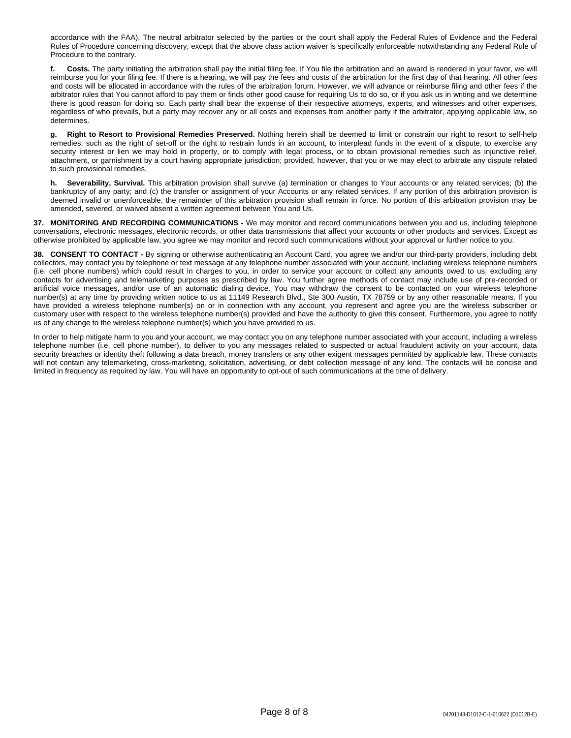accordance with the FAA). The neutral arbitrator selected by the parties or the court shall apply the Federal Rules of Evidence and the Federal Rules of Procedure concerning discovery, except that the above class action waiver is specifically enforceable notwithstanding any Federal Rule of Procedure to the contrary.

**f. Costs.** The party initiating the arbitration shall pay the initial filing fee. If You file the arbitration and an award is rendered in your favor, we will reimburse you for your filing fee. If there is a hearing, we will pay the fees and costs of the arbitration for the first day of that hearing. All other fees and costs will be allocated in accordance with the rules of the arbitration forum. However, we will advance or reimburse filing and other fees if the arbitrator rules that You cannot afford to pay them or finds other good cause for requiring Us to do so, or if you ask us in writing and we determine there is good reason for doing so. Each party shall bear the expense of their respective attorneys, experts, and witnesses and other expenses, regardless of who prevails, but a party may recover any or all costs and expenses from another party if the arbitrator, applying applicable law, so determines.

**g. Right to Resort to Provisional Remedies Preserved.** Nothing herein shall be deemed to limit or constrain our right to resort to self-help remedies, such as the right of set-off or the right to restrain funds in an account, to interplead funds in the event of a dispute, to exercise any security interest or lien we may hold in property, or to comply with legal process, or to obtain provisional remedies such as injunctive relief, attachment, or garnishment by a court having appropriate jurisdiction; provided, however, that you or we may elect to arbitrate any dispute related to such provisional remedies.

**h. Severability, Survival.** This arbitration provision shall survive (a) termination or changes to Your accounts or any related services; (b) the bankruptcy of any party; and (c) the transfer or assignment of your Accounts or any related services. If any portion of this arbitration provision is deemed invalid or unenforceable, the remainder of this arbitration provision shall remain in force. No portion of this arbitration provision may be amended, severed, or waived absent a written agreement between You and Us.

**37. MONITORING AND RECORDING COMMUNICATIONS -** We may monitor and record communications between you and us, including telephone conversations, electronic messages, electronic records, or other data transmissions that affect your accounts or other products and services. Except as otherwise prohibited by applicable law, you agree we may monitor and record such communications without your approval or further notice to you.

**38. CONSENT TO CONTACT -** By signing or otherwise authenticating an Account Card, you agree we and/or our third-party providers, including debt collectors, may contact you by telephone or text message at any telephone number associated with your account, including wireless telephone numbers (i.e. cell phone numbers) which could result in charges to you, in order to service your account or collect any amounts owed to us, excluding any contacts for advertising and telemarketing purposes as prescribed by law. You further agree methods of contact may include use of pre-recorded or artificial voice messages, and/or use of an automatic dialing device. You may withdraw the consent to be contacted on your wireless telephone number(s) at any time by providing written notice to us at 11149 Research Blvd., Ste 300 Austin, TX 78759 or by any other reasonable means. If you have provided a wireless telephone number(s) on or in connection with any account, you represent and agree you are the wireless subscriber or customary user with respect to the wireless telephone number(s) provided and have the authority to give this consent. Furthermore, you agree to notify us of any change to the wireless telephone number(s) which you have provided to us.

In order to help mitigate harm to you and your account, we may contact you on any telephone number associated with your account, including a wireless telephone number (i.e. cell phone number), to deliver to you any messages related to suspected or actual fraudulent activity on your account, data security breaches or identity theft following a data breach, money transfers or any other exigent messages permitted by applicable law. These contacts will not contain any telemarketing, cross-marketing, solicitation, advertising, or debt collection message of any kind. The contacts will be concise and limited in frequency as required by law. You will have an opportunity to opt-out of such communications at the time of delivery.

04201148-D1012-C-1-010622 (D1012B-E)